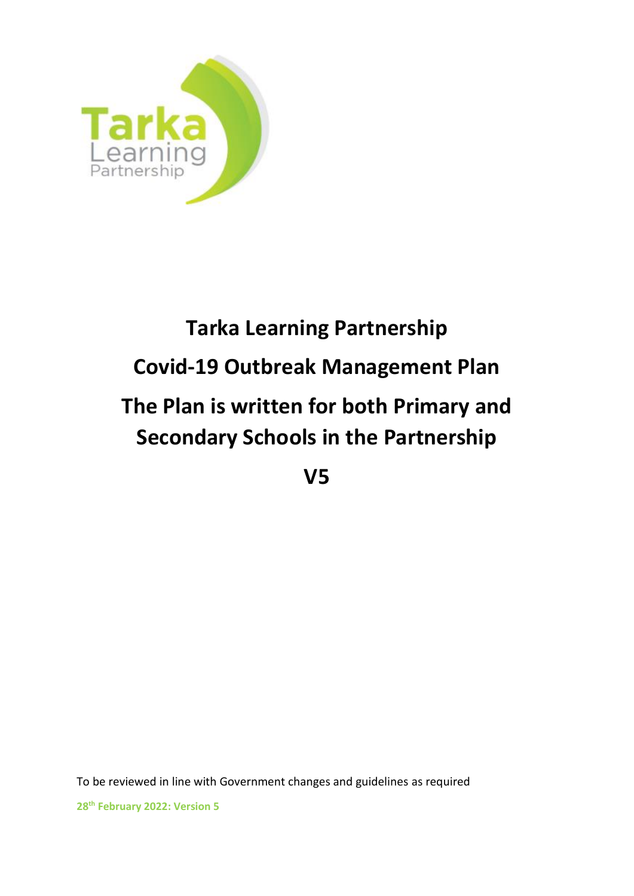# Tarka Learning Partnership

# Covid-19 Outbreak Management Plan

# The Plan is written for both Primary and Secondary Schools in the Partnership

# V5

To be reviewed in line with Government changes and guidelines as required

**28th February 2022: Version 5**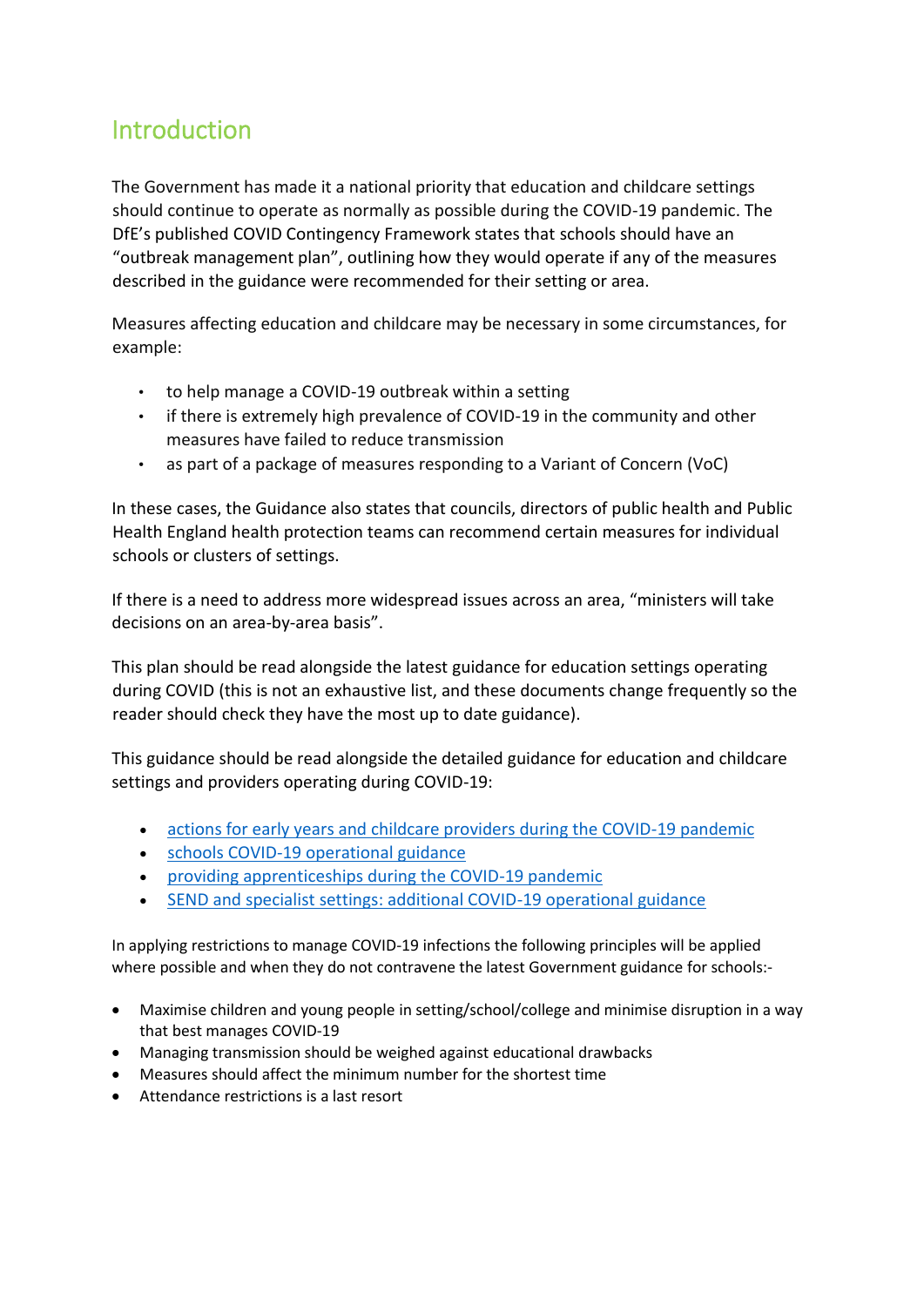## Introduction

The Government has made it a national priority that education and childcare settings should continue to operate as normally as possible during the COVID-19 pandemic. The DfE's published COVID Contingency Framework states that schools should have an "outbreak management plan", outlining how they would operate if any of the measures described in the guidance were recommended for their setting or area.

Measures affecting education and childcare may be necessary in some circumstances, for example:

- to help manage a COVID-19 outbreak within a setting
- if there is extremely high prevalence of COVID-19 in the community and other measures have failed to reduce transmission
- as part of a package of measures responding to a Variant of Concern (VoC)

In these cases, the Guidance also states that councils, directors of public health and Public Health England health protection teams can recommend certain measures for individual schools or clusters of settings.

If there is a need to address more widespread issues across an area, "ministers will take decisions on an area-by-area basis".

This plan should be read alongside the latest guidance for education settings operating during COVID (this is not an exhaustive list, and these documents change frequently so the reader should check they have the most up to date guidance).

This guidance should be read alongside the detailed guidance for education and childcare settings and providers operating during COVID-19:

- actions for early years and childcare providers during the COVID-19 pandemic
- schools COVID-19 operational guidance
- providing apprenticeships during the COVID-19 pandemic
- SEND and specialist settings: additional COVID-19 operational guidance

In applying restrictions to manage COVID-19 infections the following principles will be applied where possible and when they do not contravene the latest Government guidance for schools:-

- Maximise children and young people in setting/school/college and minimise disruption in a way that best manages COVID-19
- Managing transmission should be weighed against educational drawbacks
- Measures should affect the minimum number for the shortest time
- Attendance restrictions is a last resort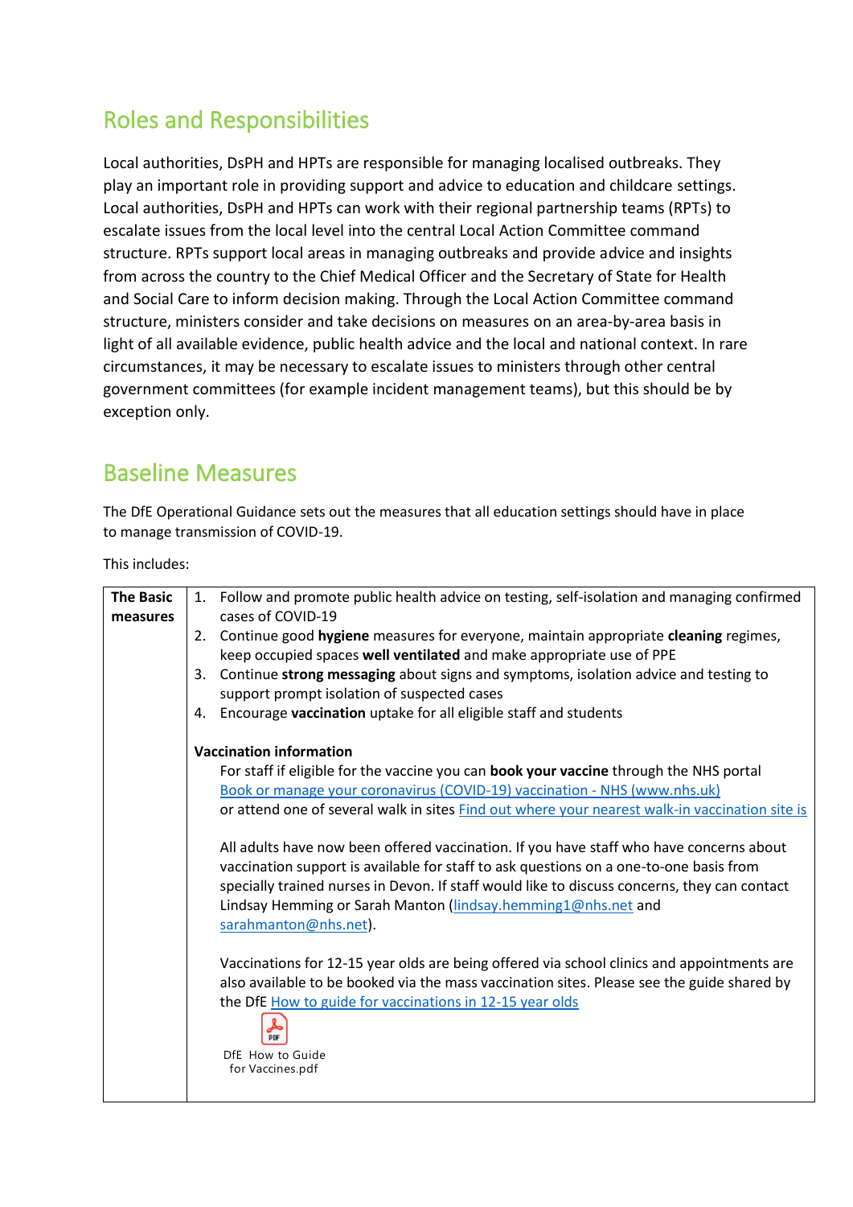## Roles and Responsibilities

Local authorities, DsPH and HPTs are responsible for managing localised outbreaks. They play an important role in providing support and advice to education and childcare settings. Local authorities, DsPH and HPTs can work with their regional partnership teams (RPTs) to escalate issues from the local level into the central Local Action Committee command structure. RPTs support local areas in managing outbreaks and provide advice and insights from across the country to the Chief Medical Officer and the Secretary of State for Health and Social Care to inform decision making. Through the Local Action Committee command structure, ministers consider and take decisions on measures on an area-by-area basis in light of all available evidence, public health advice and the local and national context. In rare circumstances, it may be necessary to escalate issues to ministers through other central government committees (for example incident management teams), but this should be by exception only.

## Baseline Measures

The DfE Operational Guidance sets out the measures that all education settings should have in place to manage transmission of COVID-19.

This includes:

| **The Basic measures** | 1. Follow and promote public health advice on testing, self-isolation and managing confirmed cases of COVID-19<br>2. Continue good **hygiene** measures for everyone, maintain appropriate **cleaning** regimes, keep occupied spaces **well ventilated** and make appropriate use of PPE<br>3. Continue **strong messaging** about signs and symptoms, isolation advice and testing to support prompt isolation of suspected cases<br>4. Encourage **vaccination** uptake for all eligible staff and students<br><br>**Vaccination information**<br>For staff if eligible for the vaccine you can **book your vaccine** through the NHS portal [Book or manage your coronavirus (COVID-19) vaccination - NHS (www.nhs.uk)] or attend one of several walk in sites [Find out where your nearest walk-in vaccination site is]<br><br>All adults have now been offered vaccination. If you have staff who have concerns about vaccination support is available for staff to ask questions on a one-to-one basis from specially trained nurses in Devon. If staff would like to discuss concerns, they can contact Lindsay Hemming or Sarah Manton (lindsay.hemming1@nhs.net and sarahmanton@nhs.net).<br><br>Vaccinations for 12-15 year olds are being offered via school clinics and appointments are also available to be booked via the mass vaccination sites. Please see the guide shared by the DfE [How to guide for vaccinations in 12-15 year olds]<br><br>DfE How to Guide for Vaccines.pdf |
|---|---|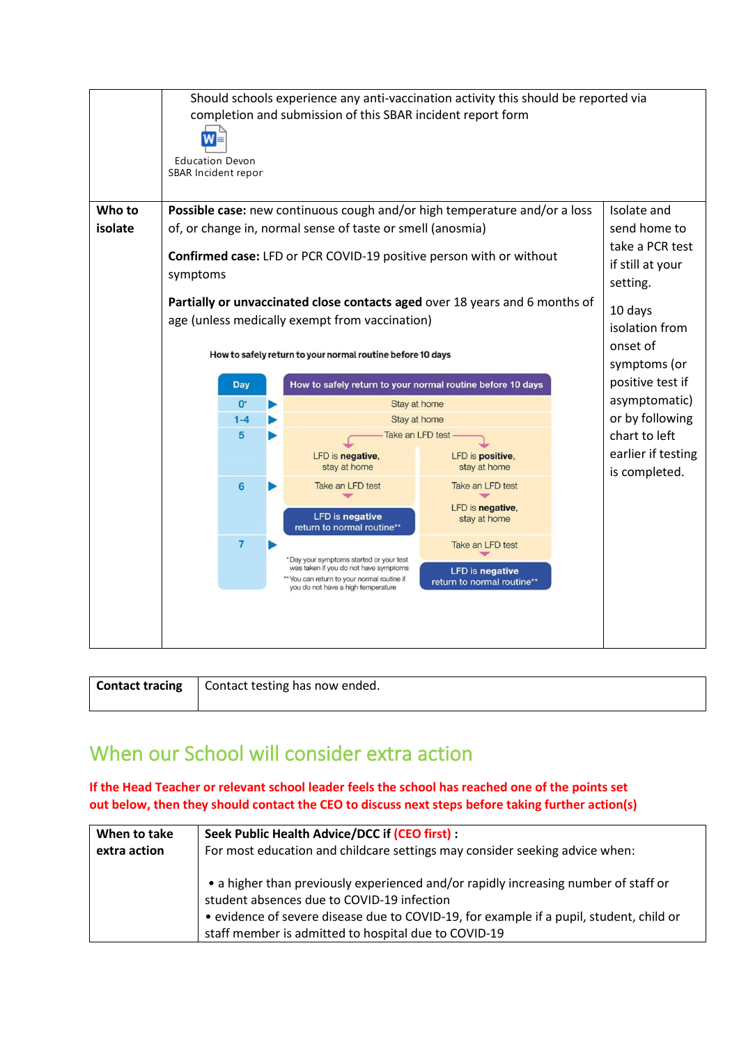| | | |
|---|---|---|
| | Should schools experience any anti-vaccination activity this should be reported via completion and submission of this SBAR incident report form<br><br>Education Devon SBAR Incident repor | |
| **Who to isolate** | **Possible case:** new continuous cough and/or high temperature and/or a loss of, or change in, normal sense of taste or smell (anosmia)<br><br>**Confirmed case:** LFD or PCR COVID-19 positive person with or without symptoms<br><br>**Partially or unvaccinated close contacts aged** over 18 years and 6 months of age (unless medically exempt from vaccination)<br><br>How to safely return to your normal routine before 10 days<br><br>**Day** / **How to safely return to your normal routine before 10 days**<br>0* – Stay at home<br>1-4 – Stay at home<br>5 – Take an LFD test: LFD is **negative**, stay at home / LFD is **positive**, stay at home<br>6 – Take an LFD test → **LFD is negative** return to normal routine** / Take an LFD test → LFD is **negative**, stay at home<br>7 – Take an LFD test → **LFD is negative** return to normal routine**<br><br>* Day your symptoms started or your test was taken if you do not have symptoms<br>** You can return to your normal routine if you do not have a high temperature | Isolate and send home to take a PCR test if still at your setting.<br><br>10 days isolation from onset of symptoms (or positive test if asymptomatic) or by following chart to left earlier if testing is completed. |

| | |
|---|---|
| **Contact tracing** | Contact testing has now ended. |

## When our School will consider extra action

**If the Head Teacher or relevant school leader feels the school has reached one of the points set out below, then they should contact the CEO to discuss next steps before taking further action(s)**

| | |
|---|---|
| **When to take extra action** | **Seek Public Health Advice/DCC if (CEO first) :**<br>For most education and childcare settings may consider seeking advice when:<br><br>• a higher than previously experienced and/or rapidly increasing number of staff or student absences due to COVID-19 infection<br>• evidence of severe disease due to COVID-19, for example if a pupil, student, child or staff member is admitted to hospital due to COVID-19 |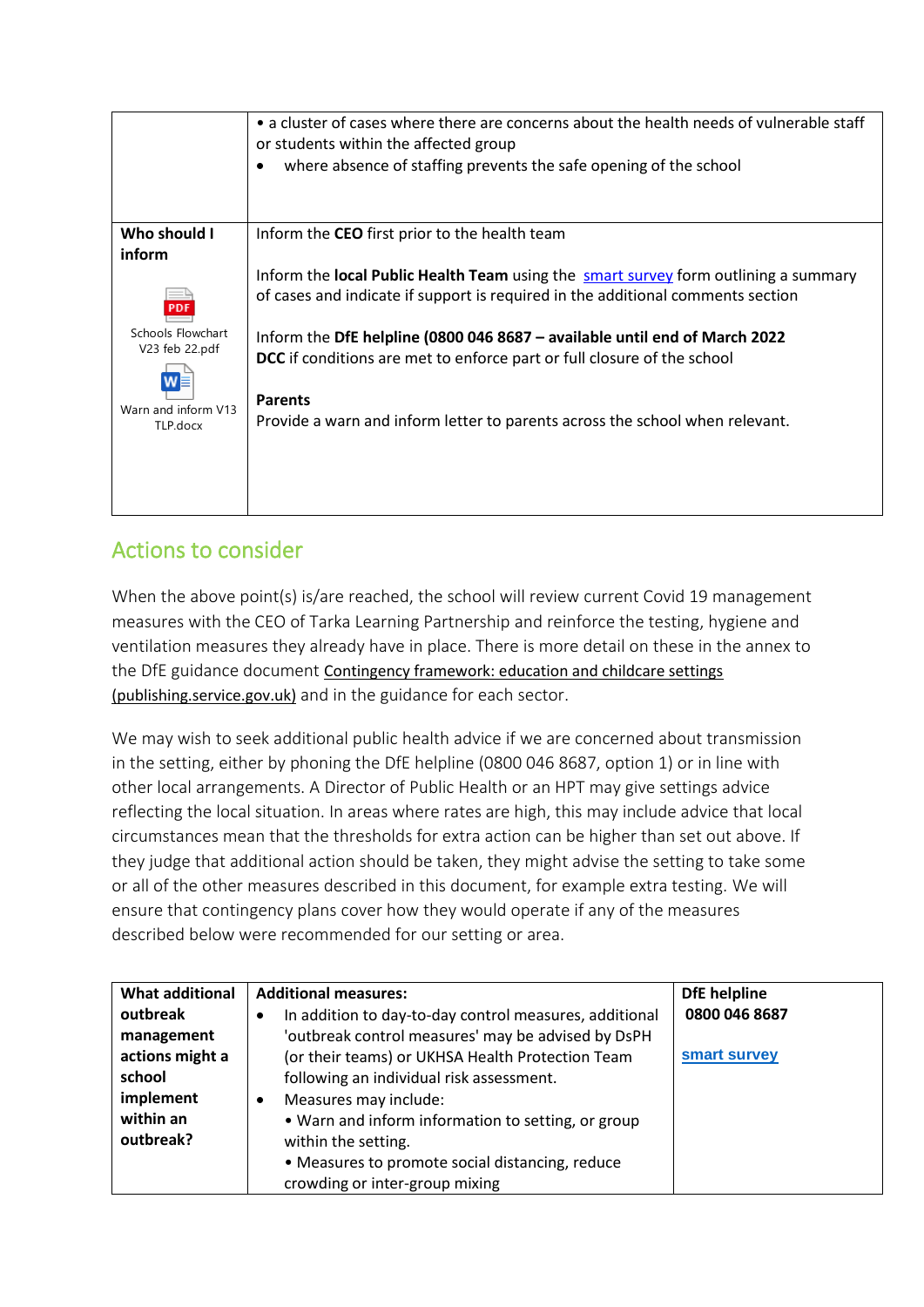| | • a cluster of cases where there are concerns about the health needs of vulnerable staff or students within the affected group<br>• where absence of staffing prevents the safe opening of the school |
|---|---|
| **Who should I inform**<br><br>Schools Flowchart V23 feb 22.pdf<br><br>Warn and inform V13 TLP.docx | Inform the **CEO** first prior to the health team<br><br>Inform the **local Public Health Team** using the smart survey form outlining a summary of cases and indicate if support is required in the additional comments section<br><br>Inform the **DfE helpline (0800 046 8687 – available until end of March 2022**<br>**DCC** if conditions are met to enforce part or full closure of the school<br><br>**Parents**<br>Provide a warn and inform letter to parents across the school when relevant. |

## Actions to consider

When the above point(s) is/are reached, the school will review current Covid 19 management measures with the CEO of Tarka Learning Partnership and reinforce the testing, hygiene and ventilation measures they already have in place. There is more detail on these in the annex to the DfE guidance document Contingency framework: education and childcare settings (publishing.service.gov.uk) and in the guidance for each sector.

We may wish to seek additional public health advice if we are concerned about transmission in the setting, either by phoning the DfE helpline (0800 046 8687, option 1) or in line with other local arrangements. A Director of Public Health or an HPT may give settings advice reflecting the local situation. In areas where rates are high, this may include advice that local circumstances mean that the thresholds for extra action can be higher than set out above. If they judge that additional action should be taken, they might advise the setting to take some or all of the other measures described in this document, for example extra testing. We will ensure that contingency plans cover how they would operate if any of the measures described below were recommended for our setting or area.

| **What additional outbreak management actions might a school implement within an outbreak?** | **Additional measures:**<br>• In addition to day-to-day control measures, additional 'outbreak control measures' may be advised by DsPH (or their teams) or UKHSA Health Protection Team following an individual risk assessment.<br>• Measures may include:<br>• Warn and inform information to setting, or group within the setting.<br>• Measures to promote social distancing, reduce crowding or inter-group mixing | **DfE helpline**<br>**0800 046 8687**<br><br>**smart survey** |
|---|---|---|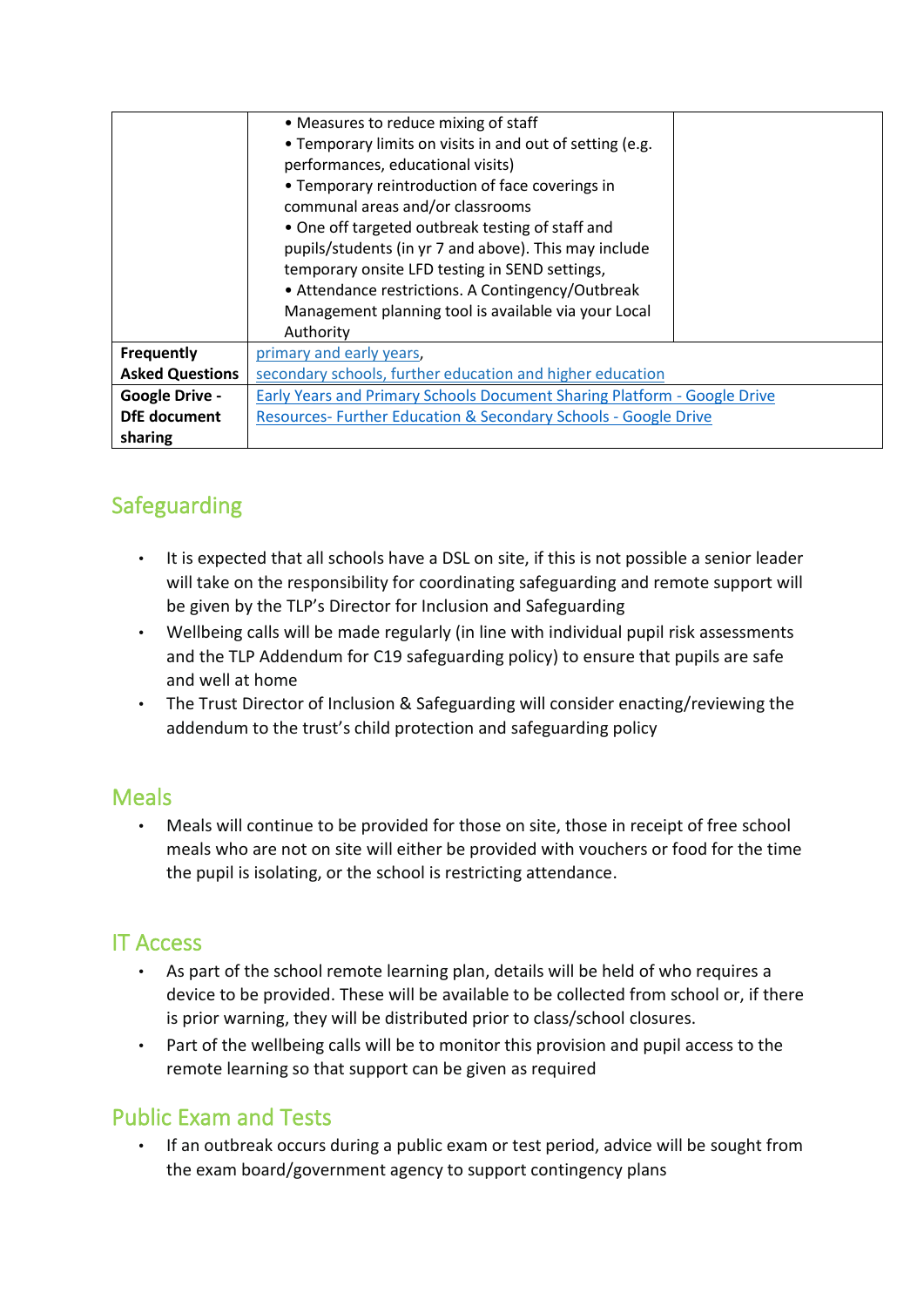| | | |
|---|---|---|
| | • Measures to reduce mixing of staff<br>• Temporary limits on visits in and out of setting (e.g. performances, educational visits)<br>• Temporary reintroduction of face coverings in communal areas and/or classrooms<br>• One off targeted outbreak testing of staff and pupils/students (in yr 7 and above). This may include temporary onsite LFD testing in SEND settings,<br>• Attendance restrictions. A Contingency/Outbreak Management planning tool is available via your Local Authority | |
| **Frequently Asked Questions** | primary and early years,<br>secondary schools, further education and higher education | |
| **Google Drive - DfE document sharing** | Early Years and Primary Schools Document Sharing Platform - Google Drive<br>Resources- Further Education & Secondary Schools - Google Drive | |

## Safeguarding

- It is expected that all schools have a DSL on site, if this is not possible a senior leader will take on the responsibility for coordinating safeguarding and remote support will be given by the TLP's Director for Inclusion and Safeguarding
- Wellbeing calls will be made regularly (in line with individual pupil risk assessments and the TLP Addendum for C19 safeguarding policy) to ensure that pupils are safe and well at home
- The Trust Director of Inclusion & Safeguarding will consider enacting/reviewing the addendum to the trust's child protection and safeguarding policy

## Meals

- Meals will continue to be provided for those on site, those in receipt of free school meals who are not on site will either be provided with vouchers or food for the time the pupil is isolating, or the school is restricting attendance.

## IT Access

- As part of the school remote learning plan, details will be held of who requires a device to be provided. These will be available to be collected from school or, if there is prior warning, they will be distributed prior to class/school closures.
- Part of the wellbeing calls will be to monitor this provision and pupil access to the remote learning so that support can be given as required

## Public Exam and Tests

- If an outbreak occurs during a public exam or test period, advice will be sought from the exam board/government agency to support contingency plans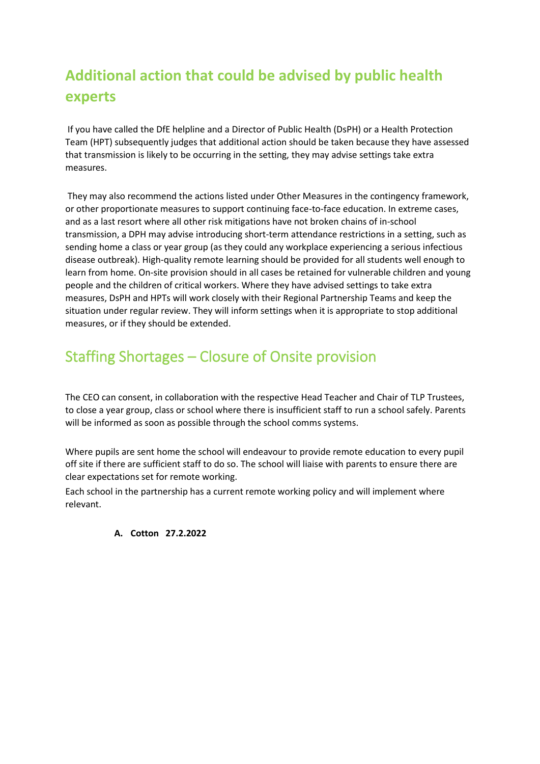## Additional action that could be advised by public health experts

If you have called the DfE helpline and a Director of Public Health (DsPH) or a Health Protection Team (HPT) subsequently judges that additional action should be taken because they have assessed that transmission is likely to be occurring in the setting, they may advise settings take extra measures.

They may also recommend the actions listed under Other Measures in the contingency framework, or other proportionate measures to support continuing face-to-face education. In extreme cases, and as a last resort where all other risk mitigations have not broken chains of in-school transmission, a DPH may advise introducing short-term attendance restrictions in a setting, such as sending home a class or year group (as they could any workplace experiencing a serious infectious disease outbreak). High-quality remote learning should be provided for all students well enough to learn from home. On-site provision should in all cases be retained for vulnerable children and young people and the children of critical workers. Where they have advised settings to take extra measures, DsPH and HPTs will work closely with their Regional Partnership Teams and keep the situation under regular review. They will inform settings when it is appropriate to stop additional measures, or if they should be extended.

## Staffing Shortages – Closure of Onsite provision

The CEO can consent, in collaboration with the respective Head Teacher and Chair of TLP Trustees, to close a year group, class or school where there is insufficient staff to run a school safely. Parents will be informed as soon as possible through the school comms systems.

Where pupils are sent home the school will endeavour to provide remote education to every pupil off site if there are sufficient staff to do so. The school will liaise with parents to ensure there are clear expectations set for remote working.

Each school in the partnership has a current remote working policy and will implement where relevant.

**A. Cotton 27.2.2022**